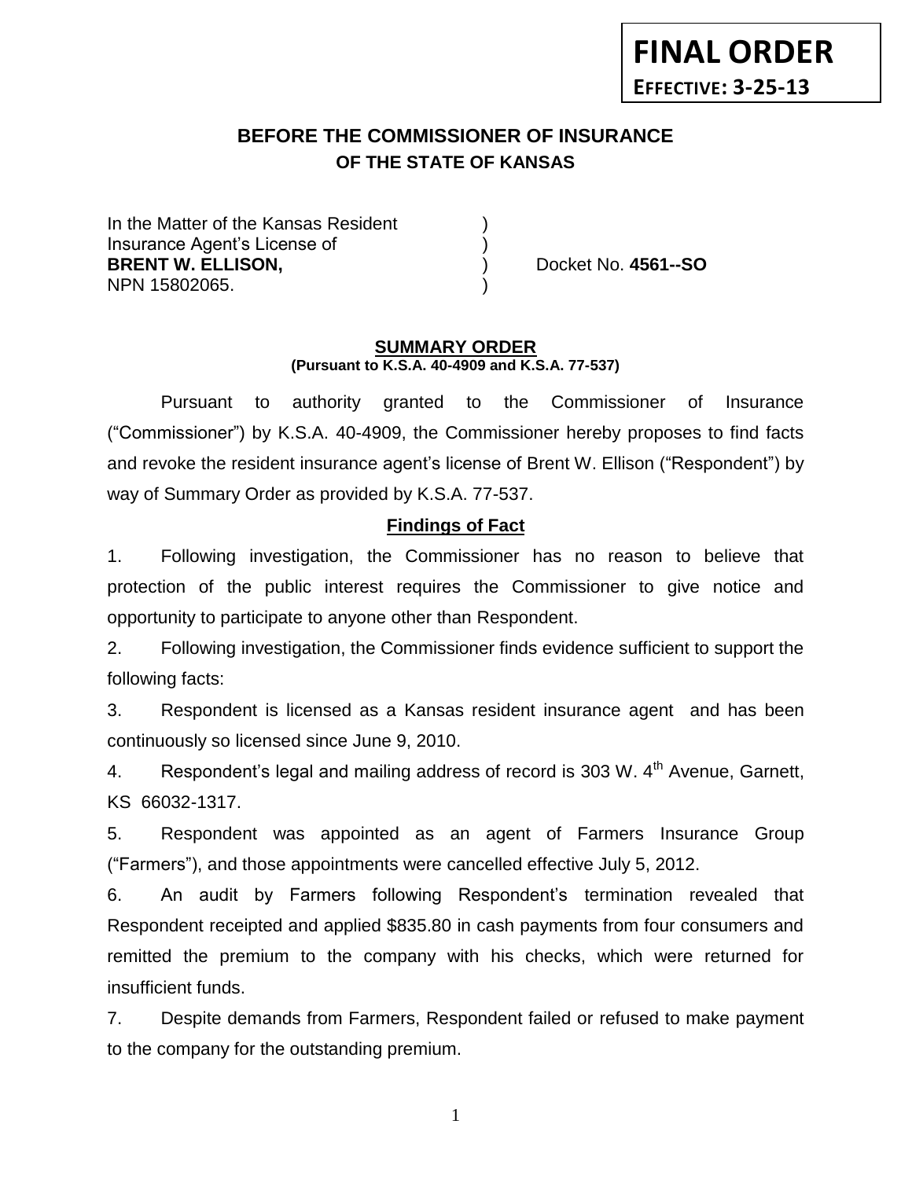**FINAL ORDER**
**EFFECTIVE: 3-25-13**

# BEFORE THE COMMISSIONER OF INSURANCE
## OF THE STATE OF KANSAS

In the Matter of the Kansas Resident )
Insurance Agent's License of )
**BRENT W. ELLISON,** ) Docket No. **4561--SO**
NPN 15802065. )

**SUMMARY ORDER**
**(Pursuant to K.S.A. 40-4909 and K.S.A. 77-537)**

Pursuant to authority granted to the Commissioner of Insurance ("Commissioner") by K.S.A. 40-4909, the Commissioner hereby proposes to find facts and revoke the resident insurance agent's license of Brent W. Ellison ("Respondent") by way of Summary Order as provided by K.S.A. 77-537.

**Findings of Fact**

1. Following investigation, the Commissioner has no reason to believe that protection of the public interest requires the Commissioner to give notice and opportunity to participate to anyone other than Respondent.

2. Following investigation, the Commissioner finds evidence sufficient to support the following facts:

3. Respondent is licensed as a Kansas resident insurance agent and has been continuously so licensed since June 9, 2010.

4. Respondent's legal and mailing address of record is 303 W. 4th Avenue, Garnett, KS 66032-1317.

5. Respondent was appointed as an agent of Farmers Insurance Group ("Farmers"), and those appointments were cancelled effective July 5, 2012.

6. An audit by Farmers following Respondent's termination revealed that Respondent receipted and applied $835.80 in cash payments from four consumers and remitted the premium to the company with his checks, which were returned for insufficient funds.

7. Despite demands from Farmers, Respondent failed or refused to make payment to the company for the outstanding premium.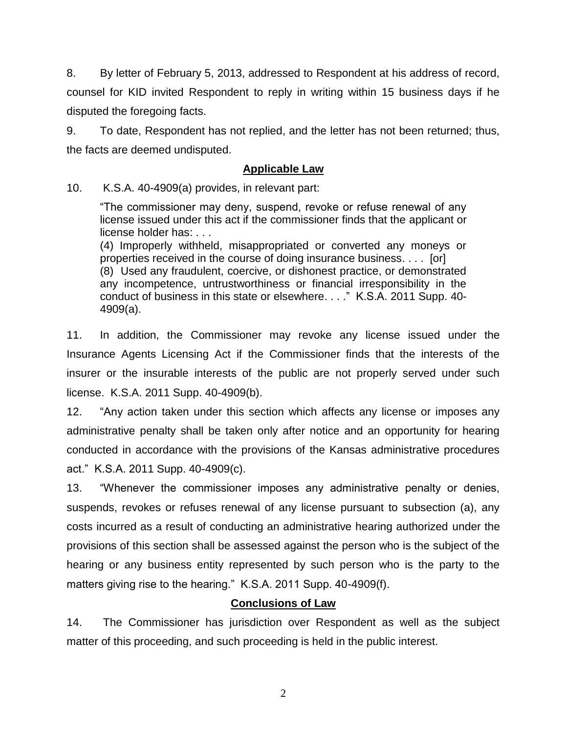8. By letter of February 5, 2013, addressed to Respondent at his address of record, counsel for KID invited Respondent to reply in writing within 15 business days if he disputed the foregoing facts.

9. To date, Respondent has not replied, and the letter has not been returned; thus, the facts are deemed undisputed.

## Applicable Law

10. K.S.A. 40-4909(a) provides, in relevant part:

> "The commissioner may deny, suspend, revoke or refuse renewal of any license issued under this act if the commissioner finds that the applicant or license holder has: . . .
> (4) Improperly withheld, misappropriated or converted any moneys or properties received in the course of doing insurance business. . . . [or]
> (8) Used any fraudulent, coercive, or dishonest practice, or demonstrated any incompetence, untrustworthiness or financial irresponsibility in the conduct of business in this state or elsewhere. . . ." K.S.A. 2011 Supp. 40-4909(a).

11. In addition, the Commissioner may revoke any license issued under the Insurance Agents Licensing Act if the Commissioner finds that the interests of the insurer or the insurable interests of the public are not properly served under such license. K.S.A. 2011 Supp. 40-4909(b).

12. "Any action taken under this section which affects any license or imposes any administrative penalty shall be taken only after notice and an opportunity for hearing conducted in accordance with the provisions of the Kansas administrative procedures act." K.S.A. 2011 Supp. 40-4909(c).

13. "Whenever the commissioner imposes any administrative penalty or denies, suspends, revokes or refuses renewal of any license pursuant to subsection (a), any costs incurred as a result of conducting an administrative hearing authorized under the provisions of this section shall be assessed against the person who is the subject of the hearing or any business entity represented by such person who is the party to the matters giving rise to the hearing." K.S.A. 2011 Supp. 40-4909(f).

## Conclusions of Law

14. The Commissioner has jurisdiction over Respondent as well as the subject matter of this proceeding, and such proceeding is held in the public interest.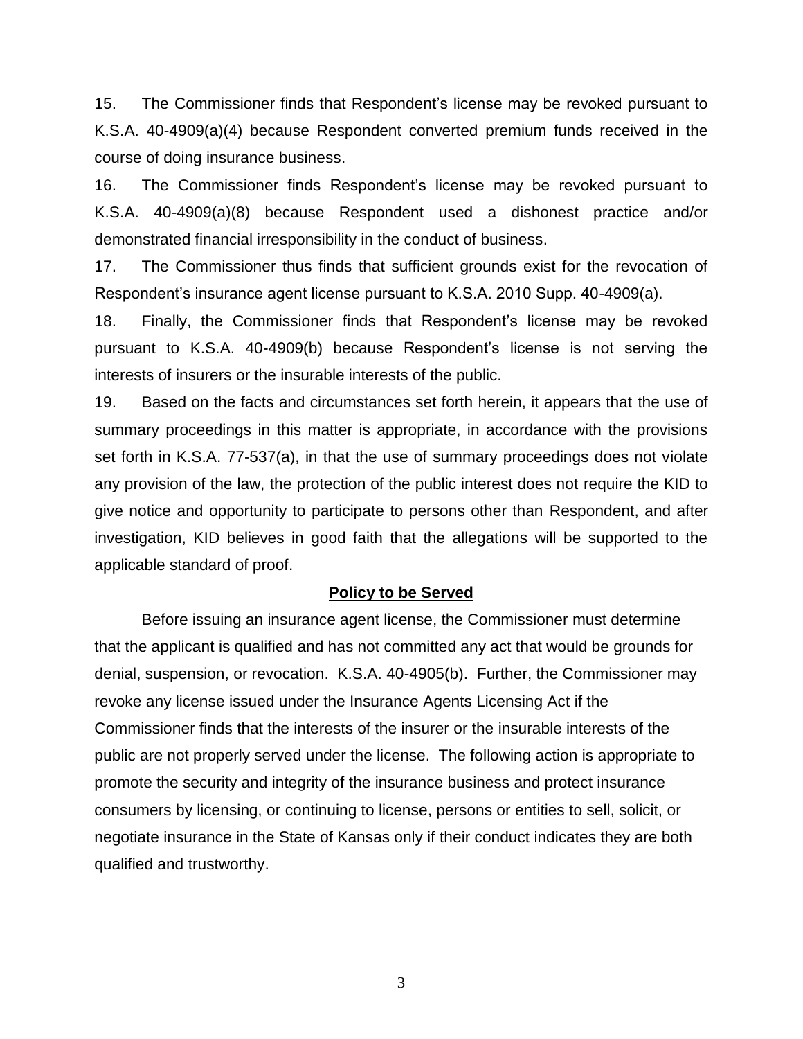15. The Commissioner finds that Respondent's license may be revoked pursuant to K.S.A. 40-4909(a)(4) because Respondent converted premium funds received in the course of doing insurance business.

16. The Commissioner finds Respondent's license may be revoked pursuant to K.S.A. 40-4909(a)(8) because Respondent used a dishonest practice and/or demonstrated financial irresponsibility in the conduct of business.

17. The Commissioner thus finds that sufficient grounds exist for the revocation of Respondent's insurance agent license pursuant to K.S.A. 2010 Supp. 40-4909(a).

18. Finally, the Commissioner finds that Respondent's license may be revoked pursuant to K.S.A. 40-4909(b) because Respondent's license is not serving the interests of insurers or the insurable interests of the public.

19. Based on the facts and circumstances set forth herein, it appears that the use of summary proceedings in this matter is appropriate, in accordance with the provisions set forth in K.S.A. 77-537(a), in that the use of summary proceedings does not violate any provision of the law, the protection of the public interest does not require the KID to give notice and opportunity to participate to persons other than Respondent, and after investigation, KID believes in good faith that the allegations will be supported to the applicable standard of proof.

## **Policy to be Served**

Before issuing an insurance agent license, the Commissioner must determine that the applicant is qualified and has not committed any act that would be grounds for denial, suspension, or revocation. K.S.A. 40-4905(b). Further, the Commissioner may revoke any license issued under the Insurance Agents Licensing Act if the Commissioner finds that the interests of the insurer or the insurable interests of the public are not properly served under the license. The following action is appropriate to promote the security and integrity of the insurance business and protect insurance consumers by licensing, or continuing to license, persons or entities to sell, solicit, or negotiate insurance in the State of Kansas only if their conduct indicates they are both qualified and trustworthy.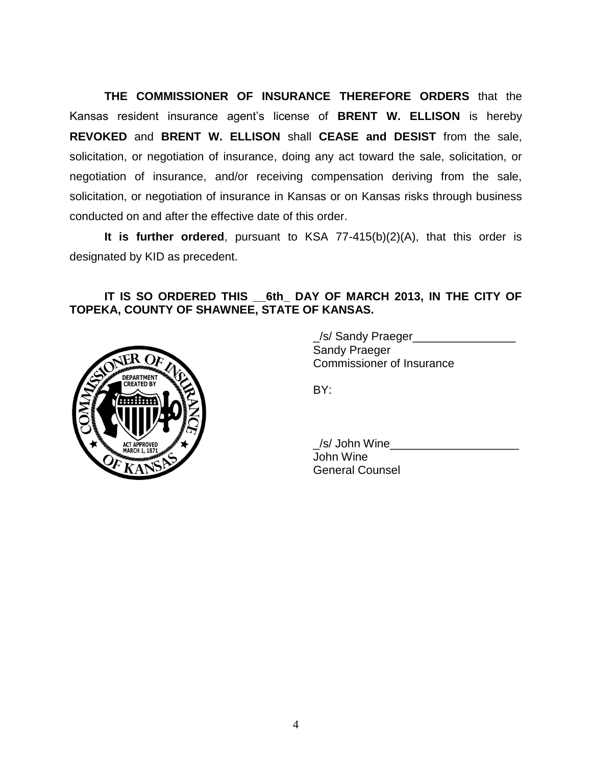**THE COMMISSIONER OF INSURANCE THEREFORE ORDERS** that the Kansas resident insurance agent's license of **BRENT W. ELLISON** is hereby **REVOKED** and **BRENT W. ELLISON** shall **CEASE and DESIST** from the sale, solicitation, or negotiation of insurance, doing any act toward the sale, solicitation, or negotiation of insurance, and/or receiving compensation deriving from the sale, solicitation, or negotiation of insurance in Kansas or on Kansas risks through business conducted on and after the effective date of this order.

**It is further ordered**, pursuant to KSA 77-415(b)(2)(A), that this order is designated by KID as precedent.

**IT IS SO ORDERED THIS __6th_ DAY OF MARCH 2013, IN THE CITY OF TOPEKA, COUNTY OF SHAWNEE, STATE OF KANSAS.**

_/s/ Sandy Praeger________________
Sandy Praeger
Commissioner of Insurance

BY:

_/s/ John Wine____________________
John Wine
General Counsel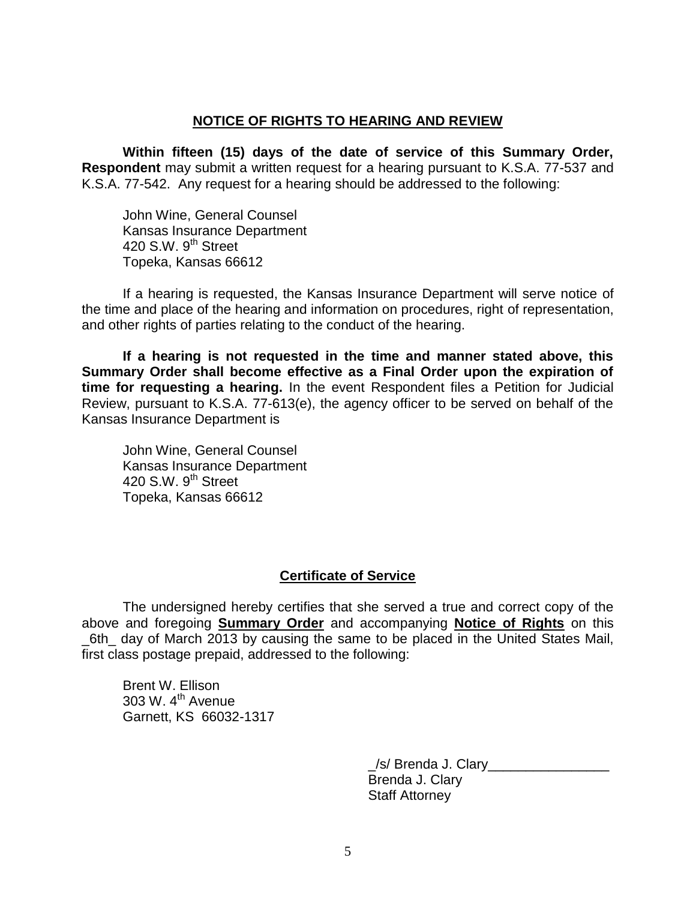## NOTICE OF RIGHTS TO HEARING AND REVIEW

**Within fifteen (15) days of the date of service of this Summary Order, Respondent** may submit a written request for a hearing pursuant to K.S.A. 77-537 and K.S.A. 77-542. Any request for a hearing should be addressed to the following:

John Wine, General Counsel
Kansas Insurance Department
420 S.W. 9th Street
Topeka, Kansas 66612

If a hearing is requested, the Kansas Insurance Department will serve notice of the time and place of the hearing and information on procedures, right of representation, and other rights of parties relating to the conduct of the hearing.

**If a hearing is not requested in the time and manner stated above, this Summary Order shall become effective as a Final Order upon the expiration of time for requesting a hearing.** In the event Respondent files a Petition for Judicial Review, pursuant to K.S.A. 77-613(e), the agency officer to be served on behalf of the Kansas Insurance Department is

John Wine, General Counsel
Kansas Insurance Department
420 S.W. 9th Street
Topeka, Kansas 66612

## Certificate of Service

The undersigned hereby certifies that she served a true and correct copy of the above and foregoing **Summary Order** and accompanying **Notice of Rights** on this _6th_ day of March 2013 by causing the same to be placed in the United States Mail, first class postage prepaid, addressed to the following:

Brent W. Ellison
303 W. 4th Avenue
Garnett, KS 66032-1317

_/s/ Brenda J. Clary________________
Brenda J. Clary
Staff Attorney